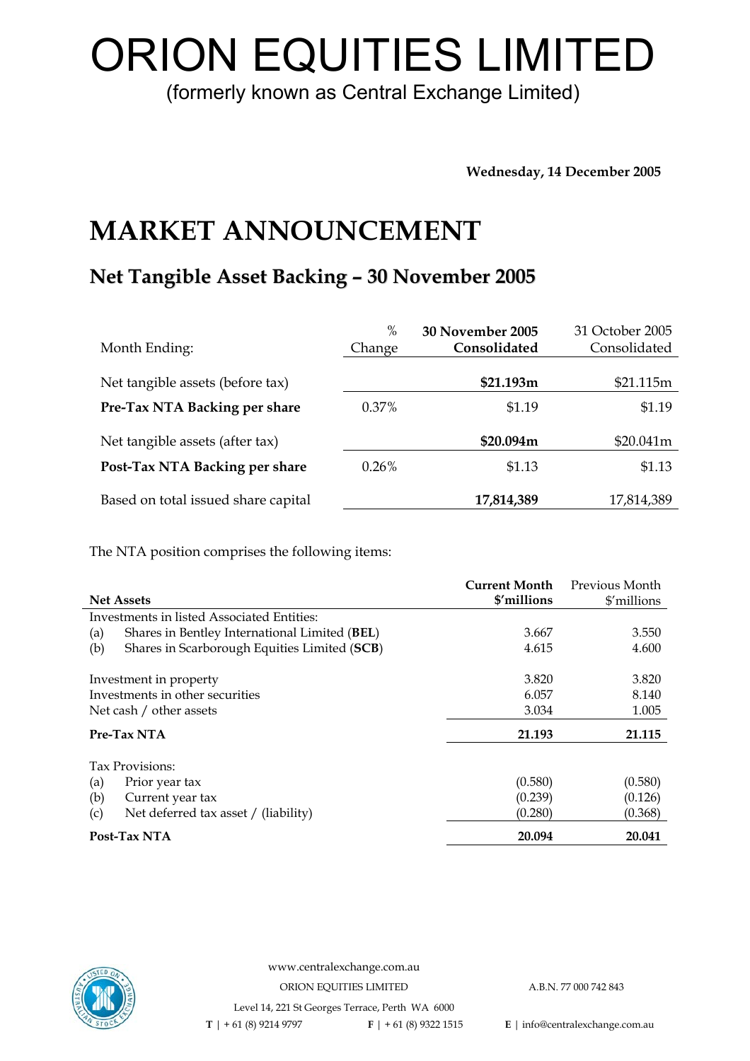# ORION EQUITIES LIMITED

(formerly known as Central Exchange Limited)

**Wednesday, 14 December 2005**

# MARKET ANNOUNCEMENT

## Net Tangible Asset Backing – 30 November 2005

| Month Ending: | % Change | **30 November 2005 Consolidated** | 31 October 2005 Consolidated |
|---|---|---|---|
| Net tangible assets (before tax) | | **$21.193m** | $21.115m |
| **Pre-Tax NTA Backing per share** | 0.37% | $1.19 | $1.19 |
| Net tangible assets (after tax) | | **$20.094m** | $20.041m |
| **Post-Tax NTA Backing per share** | 0.26% | $1.13 | $1.13 |
| Based on total issued share capital | | **17,814,389** | 17,814,389 |

The NTA position comprises the following items:

| **Net Assets** | **Current Month $'millions** | Previous Month $'millions |
|---|---|---|
| Investments in listed Associated Entities: | | |
| (a) Shares in Bentley International Limited (**BEL**) | 3.667 | 3.550 |
| (b) Shares in Scarborough Equities Limited (**SCB**) | 4.615 | 4.600 |
| Investment in property | 3.820 | 3.820 |
| Investments in other securities | 6.057 | 8.140 |
| Net cash / other assets | 3.034 | 1.005 |
| **Pre-Tax NTA** | **21.193** | **21.115** |
| Tax Provisions: | | |
| (a) Prior year tax | (0.580) | (0.580) |
| (b) Current year tax | (0.239) | (0.126) |
| (c) Net deferred tax asset / (liability) | (0.280) | (0.368) |
| **Post-Tax NTA** | **20.094** | **20.041** |

www.centralexchange.com.au

ORION EQUITIES LIMITED A.B.N. 77 000 742 843

Level 14, 221 St Georges Terrace, Perth WA 6000

**T** | + 61 (8) 9214 9797 **F** | + 61 (8) 9322 1515 **E** | info@centralexchange.com.au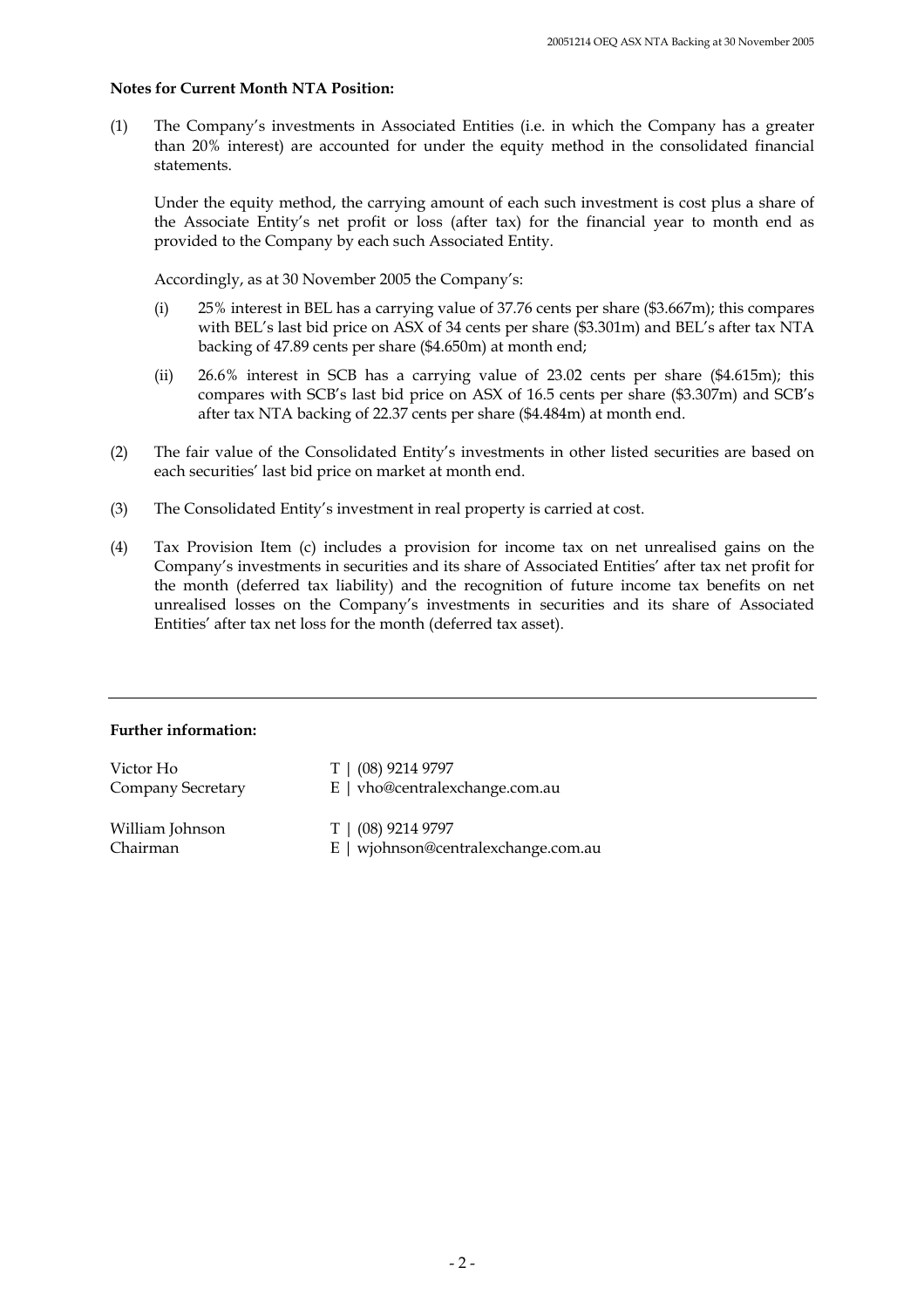**Notes for Current Month NTA Position:**

(1) The Company's investments in Associated Entities (i.e. in which the Company has a greater than 20% interest) are accounted for under the equity method in the consolidated financial statements.

Under the equity method, the carrying amount of each such investment is cost plus a share of the Associate Entity's net profit or loss (after tax) for the financial year to month end as provided to the Company by each such Associated Entity.

Accordingly, as at 30 November 2005 the Company's:

(i) 25% interest in BEL has a carrying value of 37.76 cents per share ($3.667m); this compares with BEL's last bid price on ASX of 34 cents per share ($3.301m) and BEL's after tax NTA backing of 47.89 cents per share ($4.650m) at month end;

(ii) 26.6% interest in SCB has a carrying value of 23.02 cents per share ($4.615m); this compares with SCB's last bid price on ASX of 16.5 cents per share ($3.307m) and SCB's after tax NTA backing of 22.37 cents per share ($4.484m) at month end.

(2) The fair value of the Consolidated Entity's investments in other listed securities are based on each securities' last bid price on market at month end.

(3) The Consolidated Entity's investment in real property is carried at cost.

(4) Tax Provision Item (c) includes a provision for income tax on net unrealised gains on the Company's investments in securities and its share of Associated Entities' after tax net profit for the month (deferred tax liability) and the recognition of future income tax benefits on net unrealised losses on the Company's investments in securities and its share of Associated Entities' after tax net loss for the month (deferred tax asset).

---

**Further information:**

| | |
|---|---|
| Victor Ho<br>Company Secretary | T \| (08) 9214 9797<br>E \| vho@centralexchange.com.au |
| William Johnson<br>Chairman | T \| (08) 9214 9797<br>E \| wjohnson@centralexchange.com.au |